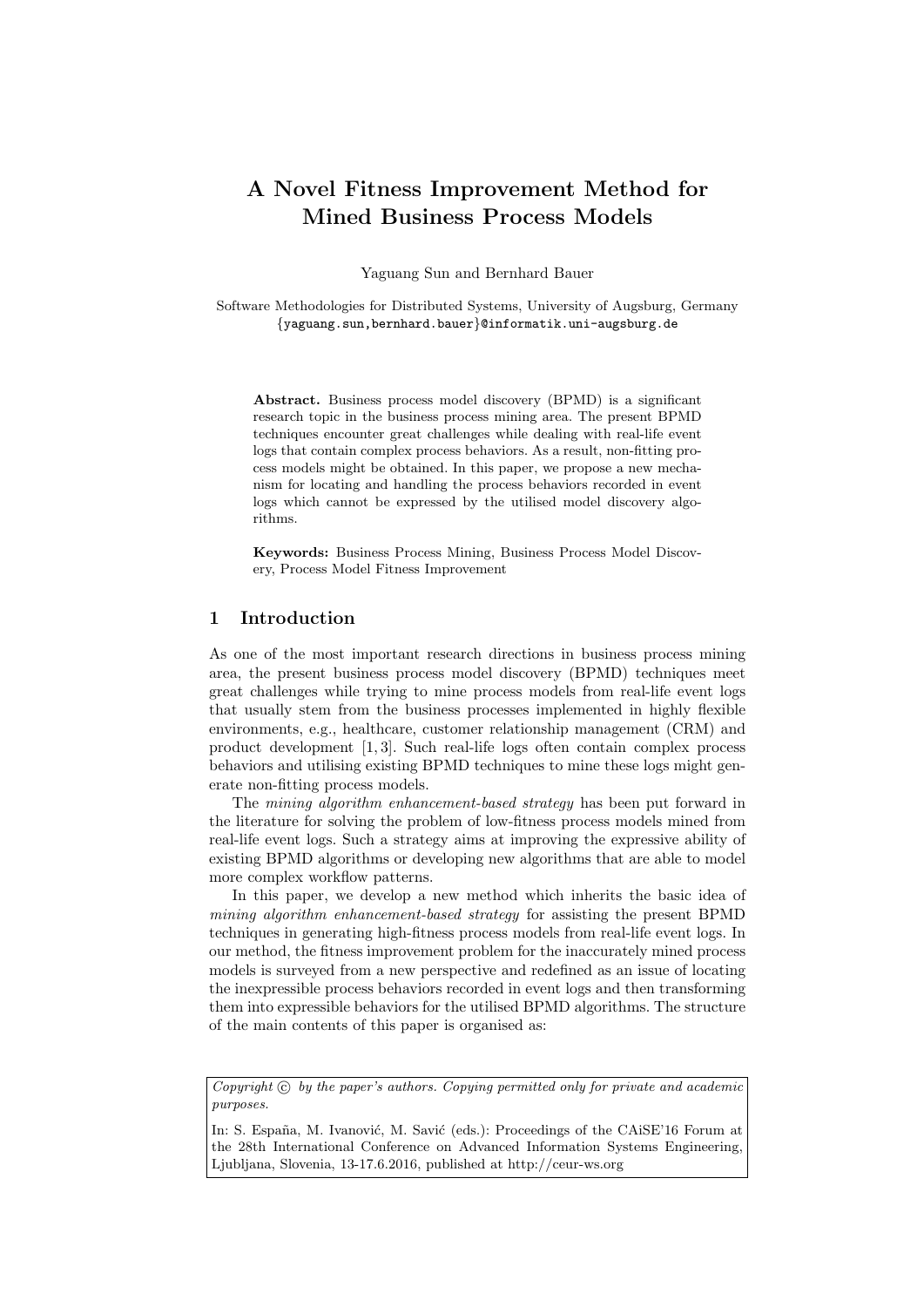# A Novel Fitness Improvement Method for Mined Business Process Models

Yaguang Sun and Bernhard Bauer

Software Methodologies for Distributed Systems, University of Augsburg, Germany
{yaguang.sun,bernhard.bauer}@informatik.uni-augsburg.de

**Abstract.** Business process model discovery (BPMD) is a significant research topic in the business process mining area. The present BPMD techniques encounter great challenges while dealing with real-life event logs that contain complex process behaviors. As a result, non-fitting process models might be obtained. In this paper, we propose a new mechanism for locating and handling the process behaviors recorded in event logs which cannot be expressed by the utilised model discovery algorithms.

**Keywords:** Business Process Mining, Business Process Model Discovery, Process Model Fitness Improvement

## 1 Introduction

As one of the most important research directions in business process mining area, the present business process model discovery (BPMD) techniques meet great challenges while trying to mine process models from real-life event logs that usually stem from the business processes implemented in highly flexible environments, e.g., healthcare, customer relationship management (CRM) and product development [1, 3]. Such real-life logs often contain complex process behaviors and utilising existing BPMD techniques to mine these logs might generate non-fitting process models.

The *mining algorithm enhancement-based strategy* has been put forward in the literature for solving the problem of low-fitness process models mined from real-life event logs. Such a strategy aims at improving the expressive ability of existing BPMD algorithms or developing new algorithms that are able to model more complex workflow patterns.

In this paper, we develop a new method which inherits the basic idea of *mining algorithm enhancement-based strategy* for assisting the present BPMD techniques in generating high-fitness process models from real-life event logs. In our method, the fitness improvement problem for the inaccurately mined process models is surveyed from a new perspective and redefined as an issue of locating the inexpressible process behaviors recorded in event logs and then transforming them into expressible behaviors for the utilised BPMD algorithms. The structure of the main contents of this paper is organised as:

*Copyright © by the paper's authors. Copying permitted only for private and academic purposes.*

In: S. España, M. Ivanović, M. Savić (eds.): Proceedings of the CAiSE'16 Forum at the 28th International Conference on Advanced Information Systems Engineering, Ljubljana, Slovenia, 13-17.6.2016, published at http://ceur-ws.org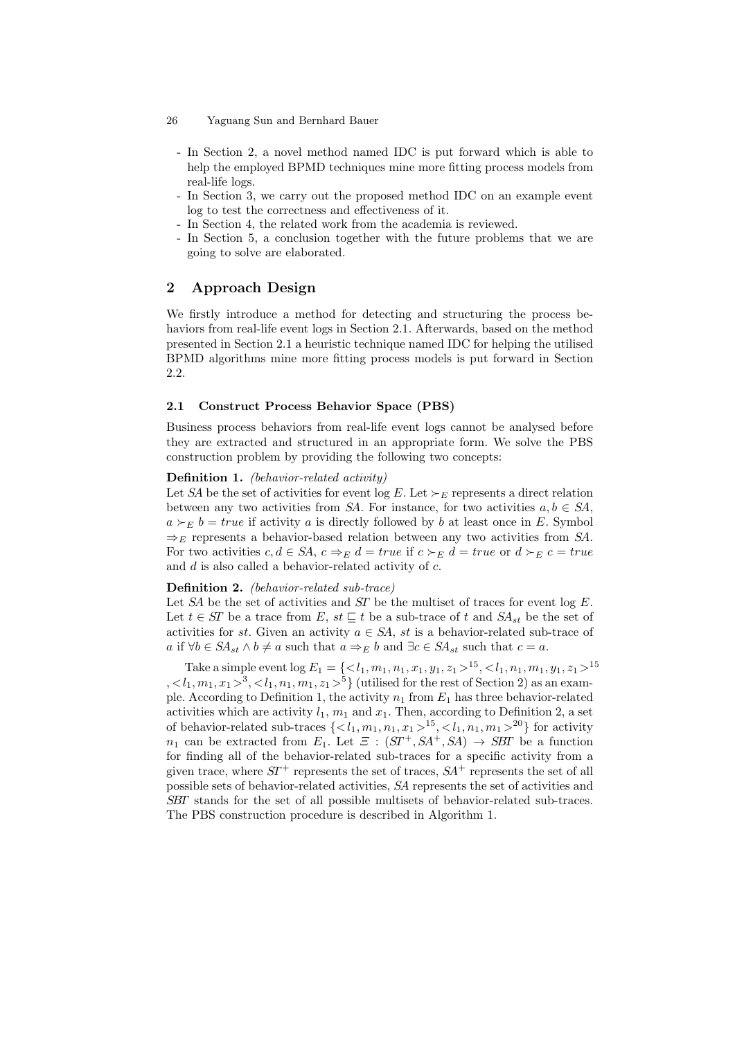- In Section 2, a novel method named IDC is put forward which is able to help the employed BPMD techniques mine more fitting process models from real-life logs.
- In Section 3, we carry out the proposed method IDC on an example event log to test the correctness and effectiveness of it.
- In Section 4, the related work from the academia is reviewed.
- In Section 5, a conclusion together with the future problems that we are going to solve are elaborated.

## 2 Approach Design

We firstly introduce a method for detecting and structuring the process behaviors from real-life event logs in Section 2.1. Afterwards, based on the method presented in Section 2.1 a heuristic technique named IDC for helping the utilised BPMD algorithms mine more fitting process models is put forward in Section 2.2.

### 2.1 Construct Process Behavior Space (PBS)

Business process behaviors from real-life event logs cannot be analysed before they are extracted and structured in an appropriate form. We solve the PBS construction problem by providing the following two concepts:

**Definition 1.** *(behavior-related activity)*
Let $SA$ be the set of activities for event log $E$. Let $\succ_E$ represents a direct relation between any two activities from $SA$. For instance, for two activities $a, b \in SA$, $a \succ_E b = true$ if activity $a$ is directly followed by $b$ at least once in $E$. Symbol $\Rightarrow_E$ represents a behavior-based relation between any two activities from $SA$. For two activities $c, d \in SA$, $c \Rightarrow_E d = true$ if $c \succ_E d = true$ or $d \succ_E c = true$ and $d$ is also called a behavior-related activity of $c$.

**Definition 2.** *(behavior-related sub-trace)*
Let $SA$ be the set of activities and $ST$ be the multiset of traces for event log $E$. Let $t \in ST$ be a trace from $E$, $st \sqsubseteq t$ be a sub-trace of $t$ and $SA_{st}$ be the set of activities for $st$. Given an activity $a \in SA$, $st$ is a behavior-related sub-trace of $a$ if $\forall b \in SA_{st} \wedge b \neq a$ such that $a \Rightarrow_E b$ and $\exists c \in SA_{st}$ such that $c = a$.

Take a simple event log $E_1 = \{<l_1, m_1, n_1, x_1, y_1, z_1>^{15}, <l_1, n_1, m_1, y_1, z_1>^{15}, <l_1, m_1, x_1>^{3}, <l_1, n_1, m_1, z_1>^{5}\}$ (utilised for the rest of Section 2) as an example. According to Definition 1, the activity $n_1$ from $E_1$ has three behavior-related activities which are activity $l_1$, $m_1$ and $x_1$. Then, according to Definition 2, a set of behavior-related sub-traces $\{<l_1, m_1, n_1, x_1>^{15}, <l_1, n_1, m_1>^{20}\}$ for activity $n_1$ can be extracted from $E_1$. Let $\Xi : (ST^+, SA^+, SA) \rightarrow SBT$ be a function for finding all of the behavior-related sub-traces for a specific activity from a given trace, where $ST^+$ represents the set of traces, $SA^+$ represents the set of all possible sets of behavior-related activities, $SA$ represents the set of activities and $SBT$ stands for the set of all possible multisets of behavior-related sub-traces. The PBS construction procedure is described in Algorithm 1.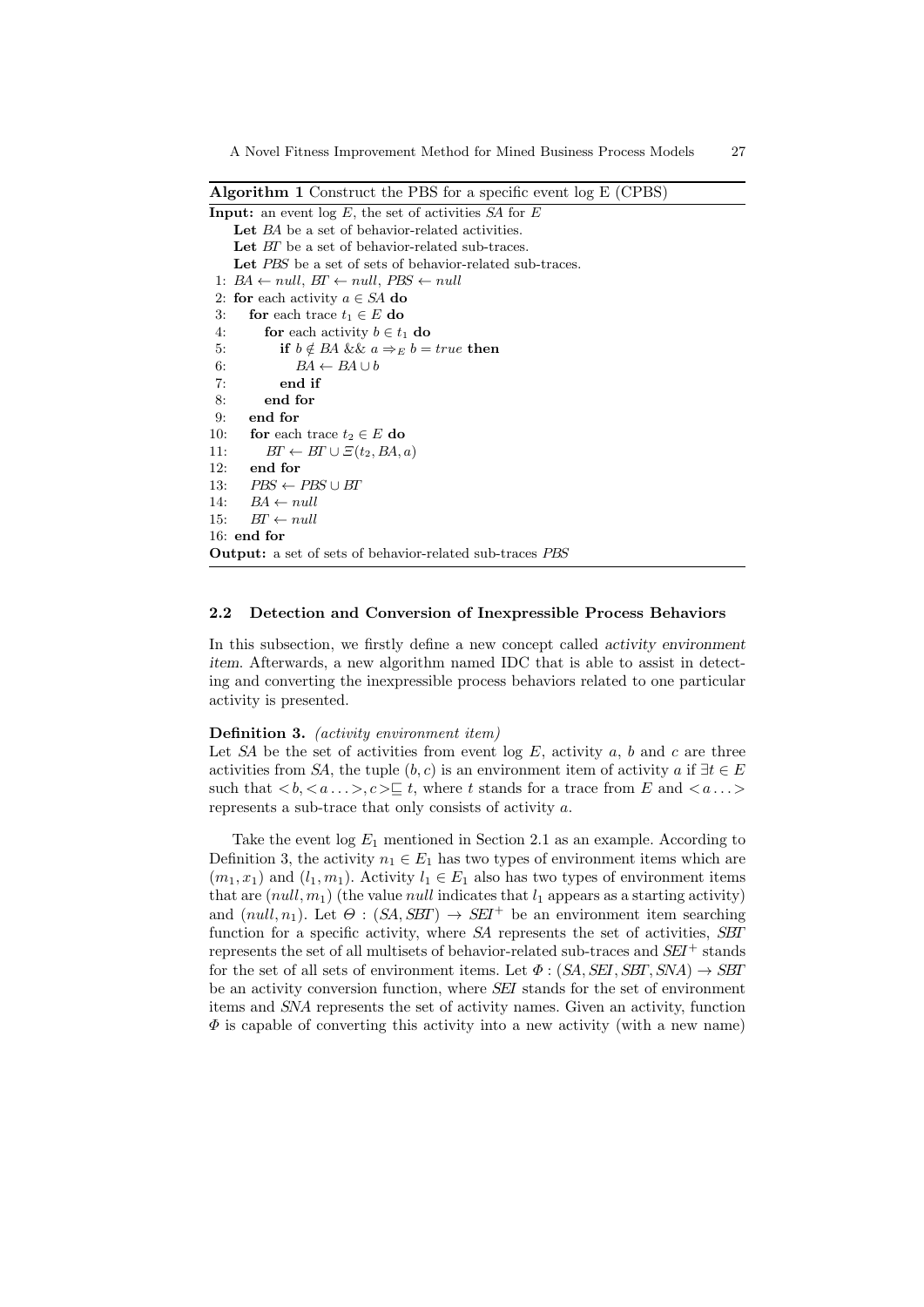**Algorithm 1** Construct the PBS for a specific event log E (CPBS)

**Input:** an event log $E$, the set of activities $SA$ for $E$

**Let** $BA$ be a set of behavior-related activities.
**Let** $BT$ be a set of behavior-related sub-traces.
**Let** $PBS$ be a set of sets of behavior-related sub-traces.

```
 1: BA ← null, BT ← null, PBS ← null
 2: for each activity a ∈ SA do
 3:    for each trace t1 ∈ E do
 4:       for each activity b ∈ t1 do
 5:          if b ∉ BA && a ⇒_E b = true then
 6:             BA ← BA ∪ b
 7:          end if
 8:       end for
 9:    end for
10:    for each trace t2 ∈ E do
11:       BT ← BT ∪ Ξ(t2, BA, a)
12:    end for
13:    PBS ← PBS ∪ BT
14:    BA ← null
15:    BT ← null
16: end for
```

**Output:** a set of sets of behavior-related sub-traces $PBS$

### 2.2 Detection and Conversion of Inexpressible Process Behaviors

In this subsection, we firstly define a new concept called *activity environment item*. Afterwards, a new algorithm named IDC that is able to assist in detecting and converting the inexpressible process behaviors related to one particular activity is presented.

**Definition 3.** *(activity environment item)*
Let $SA$ be the set of activities from event log $E$, activity $a$, $b$ and $c$ are three activities from $SA$, the tuple $(b, c)$ is an environment item of activity $a$ if $\exists t \in E$ such that $<b, <a\ldots>, c> \sqsubseteq t$, where $t$ stands for a trace from $E$ and $<a\ldots>$ represents a sub-trace that only consists of activity $a$.

Take the event log $E_1$ mentioned in Section 2.1 as an example. According to Definition 3, the activity $n_1 \in E_1$ has two types of environment items which are $(m_1, x_1)$ and $(l_1, m_1)$. Activity $l_1 \in E_1$ also has two types of environment items that are $(null, m_1)$ (the value $null$ indicates that $l_1$ appears as a starting activity) and $(null, n_1)$. Let $\Theta : (SA, SBT) \rightarrow SEI^+$ be an environment item searching function for a specific activity, where $SA$ represents the set of activities, $SBT$ represents the set of all multisets of behavior-related sub-traces and $SEI^+$ stands for the set of all sets of environment items. Let $\Phi : (SA, SEI, SBT, SNA) \rightarrow SBT$ be an activity conversion function, where $SEI$ stands for the set of environment items and $SNA$ represents the set of activity names. Given an activity, function $\Phi$ is capable of converting this activity into a new activity (with a new name)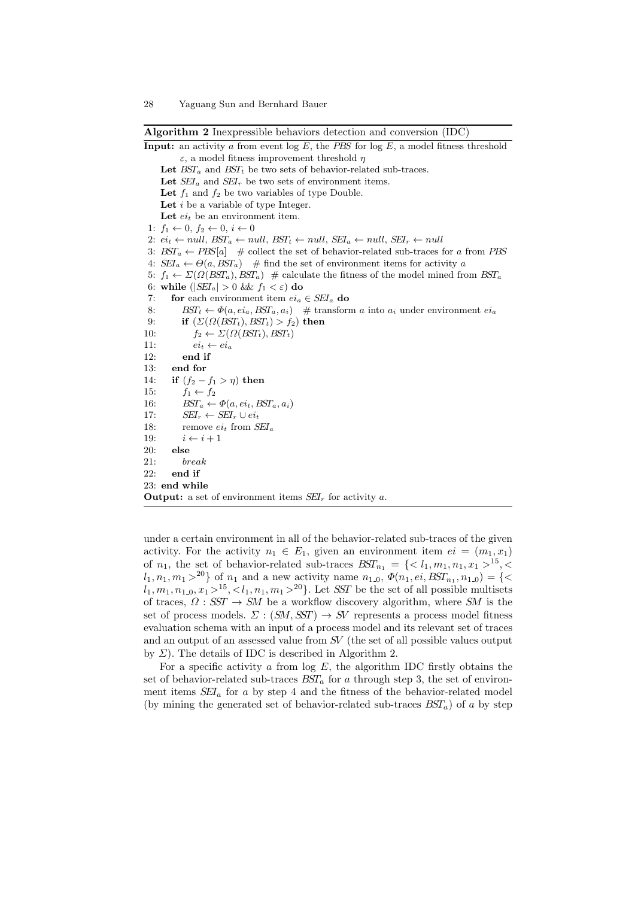**Algorithm 2** Inexpressible behaviors detection and conversion (IDC)

```
Input: an activity a from event log E, the PBS for log E, a model fitness threshold
       ε, a model fitness improvement threshold η
   Let BST_a and BST_t be two sets of behavior-related sub-traces.
   Let SEI_a and SEI_r be two sets of environment items.
   Let f_1 and f_2 be two variables of type Double.
   Let i be a variable of type Integer.
   Let ei_t be an environment item.
 1: f_1 ← 0, f_2 ← 0, i ← 0
 2: ei_t ← null, BST_a ← null, BST_t ← null, SEI_a ← null, SEI_r ← null
 3: BST_a ← PBS[a]   # collect the set of behavior-related sub-traces for a from PBS
 4: SEI_a ← Θ(a, BST_a)   # find the set of environment items for activity a
 5: f_1 ← Σ(Ω(BST_a), BST_a)  # calculate the fitness of the model mined from BST_a
 6: while (|SEI_a| > 0 && f_1 < ε) do
 7:    for each environment item ei_a ∈ SEI_a do
 8:       BST_t ← Φ(a, ei_a, BST_a, a_i)   # transform a into a_i under environment ei_a
 9:       if (Σ(Ω(BST_t), BST_t) > f_2) then
10:          f_2 ← Σ(Ω(BST_t), BST_t)
11:          ei_t ← ei_a
12:       end if
13:    end for
14:    if (f_2 − f_1 > η) then
15:       f_1 ← f_2
16:       BST_a ← Φ(a, ei_t, BST_a, a_i)
17:       SEI_r ← SEI_r ∪ ei_t
18:       remove ei_t from SEI_a
19:       i ← i + 1
20:    else
21:       break
22:    end if
23: end while
Output: a set of environment items SEI_r for activity a.
```

under a certain environment in all of the behavior-related sub-traces of the given activity. For the activity $n_1 \in E_1$, given an environment item $ei = (m_1, x_1)$ of $n_1$, the set of behavior-related sub-traces $BST_{n_1} = \{<l_1, m_1, n_1, x_1>^{15}, <l_1, n_1, m_1>^{20}\}$ of $n_1$ and a new activity name $n_{1\_0}$, $\Phi(n_1, ei, BST_{n_1}, n_{1\_0}) = \{<l_1, m_1, n_{1\_0}, x_1>^{15}, <l_1, n_1, m_1>^{20}\}$. Let $SST$ be the set of all possible multisets of traces, $\Omega : SST \rightarrow SM$ be a workflow discovery algorithm, where $SM$ is the set of process models. $\Sigma : (SM, SST) \rightarrow SV$ represents a process model fitness evaluation schema with an input of a process model and its relevant set of traces and an output of an assessed value from $SV$ (the set of all possible values output by $\Sigma$). The details of IDC is described in Algorithm 2.

For a specific activity $a$ from log $E$, the algorithm IDC firstly obtains the set of behavior-related sub-traces $BST_a$ for $a$ through step 3, the set of environment items $SEI_a$ for $a$ by step 4 and the fitness of the behavior-related model (by mining the generated set of behavior-related sub-traces $BST_a$) of $a$ by step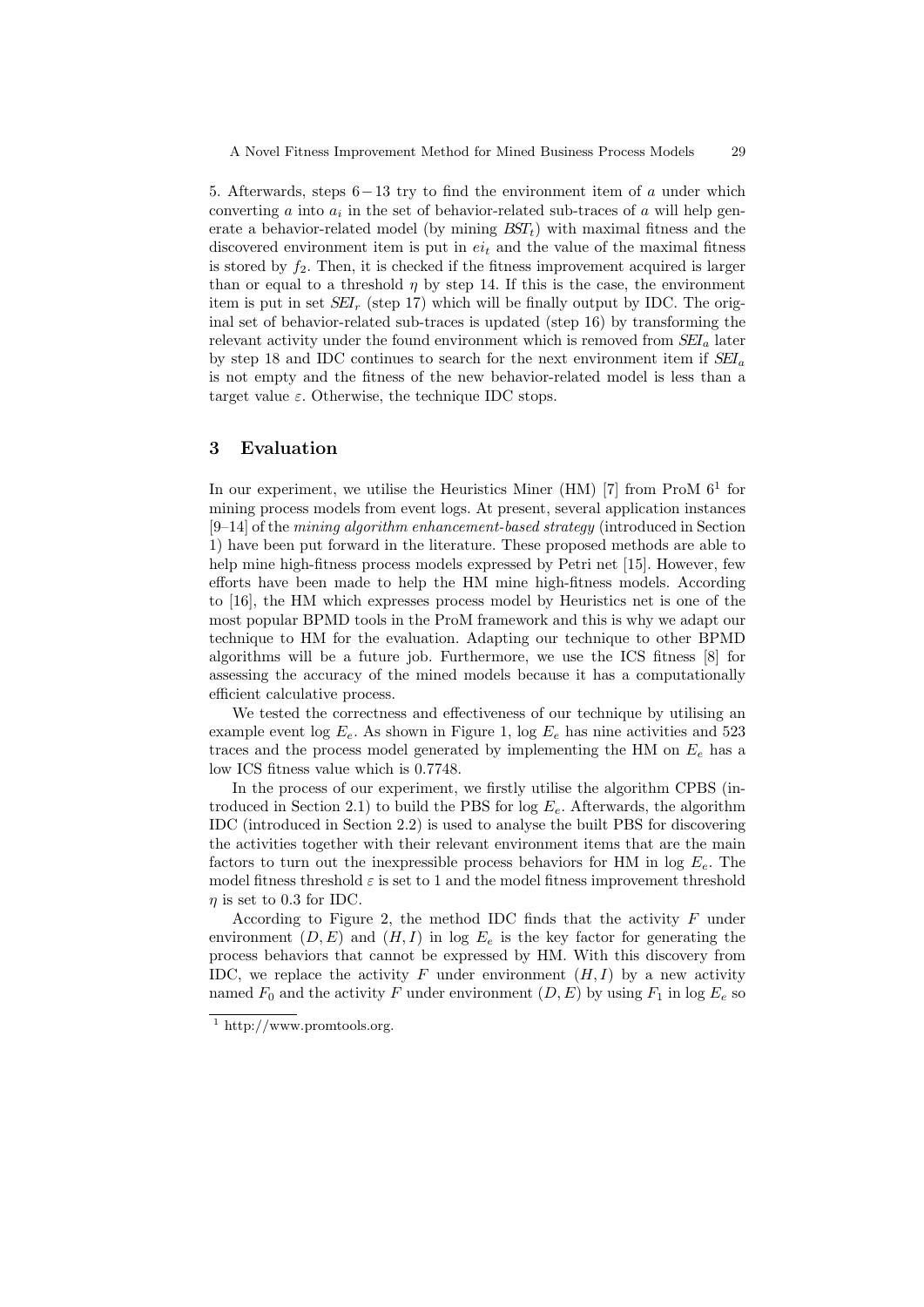5. Afterwards, steps $6-13$ try to find the environment item of $a$ under which converting $a$ into $a_i$ in the set of behavior-related sub-traces of $a$ will help generate a behavior-related model (by mining $BST_t$) with maximal fitness and the discovered environment item is put in $ei_t$ and the value of the maximal fitness is stored by $f_2$. Then, it is checked if the fitness improvement acquired is larger than or equal to a threshold $\eta$ by step 14. If this is the case, the environment item is put in set $SEI_r$ (step 17) which will be finally output by IDC. The original set of behavior-related sub-traces is updated (step 16) by transforming the relevant activity under the found environment which is removed from $SEI_a$ later by step 18 and IDC continues to search for the next environment item if $SEI_a$ is not empty and the fitness of the new behavior-related model is less than a target value $\varepsilon$. Otherwise, the technique IDC stops.

## 3 Evaluation

In our experiment, we utilise the Heuristics Miner (HM) [7] from ProM 6[1] for mining process models from event logs. At present, several application instances [9–14] of the *mining algorithm enhancement-based strategy* (introduced in Section 1) have been put forward in the literature. These proposed methods are able to help mine high-fitness process models expressed by Petri net [15]. However, few efforts have been made to help the HM mine high-fitness models. According to [16], the HM which expresses process model by Heuristics net is one of the most popular BPMD tools in the ProM framework and this is why we adapt our technique to HM for the evaluation. Adapting our technique to other BPMD algorithms will be a future job. Furthermore, we use the ICS fitness [8] for assessing the accuracy of the mined models because it has a computationally efficient calculative process.

We tested the correctness and effectiveness of our technique by utilising an example event log $E_e$. As shown in Figure 1, log $E_e$ has nine activities and 523 traces and the process model generated by implementing the HM on $E_e$ has a low ICS fitness value which is 0.7748.

In the process of our experiment, we firstly utilise the algorithm CPBS (introduced in Section 2.1) to build the PBS for log $E_e$. Afterwards, the algorithm IDC (introduced in Section 2.2) is used to analyse the built PBS for discovering the activities together with their relevant environment items that are the main factors to turn out the inexpressible process behaviors for HM in log $E_e$. The model fitness threshold $\varepsilon$ is set to 1 and the model fitness improvement threshold $\eta$ is set to 0.3 for IDC.

According to Figure 2, the method IDC finds that the activity $F$ under environment $(D, E)$ and $(H, I)$ in log $E_e$ is the key factor for generating the process behaviors that cannot be expressed by HM. With this discovery from IDC, we replace the activity $F$ under environment $(H, I)$ by a new activity named $F_0$ and the activity $F$ under environment $(D, E)$ by using $F_1$ in log $E_e$ so

[1] http://www.promtools.org.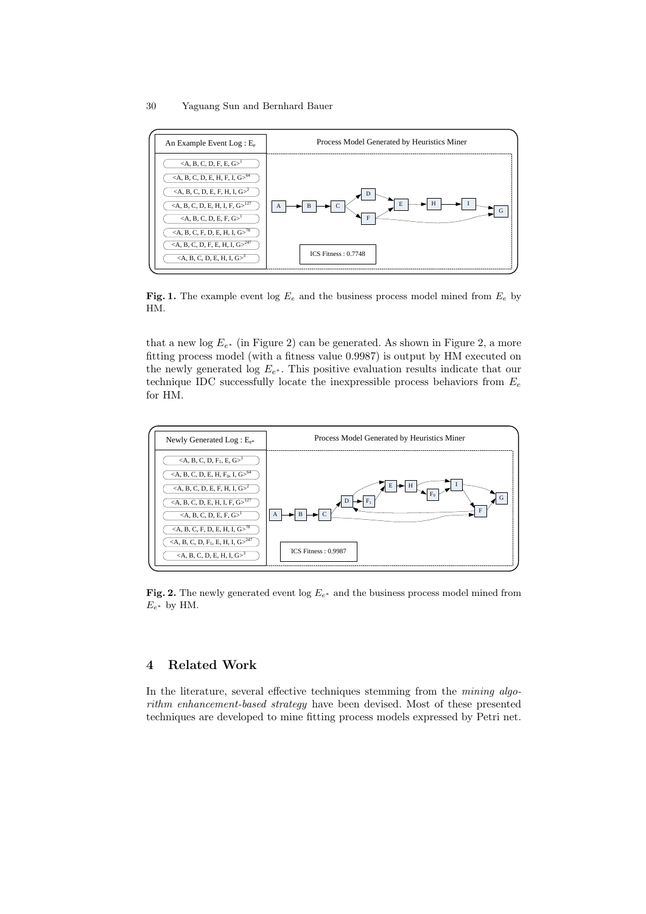An Example Event Log : $E_e$

- <A, B, C, D, F, E, G>$^{1}$
- <A, B, C, D, E, H, F, I, G>$^{64}$
- <A, B, C, D, E, F, H, I, G>$^{2}$
- <A, B, C, D, E, H, I, F, G>$^{127}$
- <A, B, C, D, E, F, G>$^{1}$
- <A, B, C, F, D, E, H, I, G>$^{78}$
- <A, B, C, D, F, E, H, I, G>$^{247}$
- <A, B, C, D, E, H, I, G>$^{3}$

Process Model Generated by Heuristics Miner

ICS Fitness : 0.7748

**Fig. 1.** The example event log $E_e$ and the business process model mined from $E_e$ by HM.

that a new log $E_{e^*}$ (in Figure 2) can be generated. As shown in Figure 2, a more fitting process model (with a fitness value 0.9987) is output by HM executed on the newly generated log $E_{e^*}$. This positive evaluation results indicate that our technique IDC successfully locate the inexpressible process behaviors from $E_e$ for HM.

Newly Generated Log : $E_{e^*}$

- <A, B, C, D, $F_1$, E, G>$^{1}$
- <A, B, C, D, E, H, $F_0$, I, G>$^{64}$
- <A, B, C, D, E, F, H, I, G>$^{2}$
- <A, B, C, D, E, H, I, F, G>$^{127}$
- <A, B, C, D, E, F, G>$^{1}$
- <A, B, C, F, D, E, H, I, G>$^{78}$
- <A, B, C, D, $F_1$, E, H, I, G>$^{247}$
- <A, B, C, D, E, H, I, G>$^{3}$

Process Model Generated by Heuristics Miner

ICS Fitness : 0.9987

**Fig. 2.** The newly generated event log $E_{e^*}$ and the business process model mined from $E_{e^*}$ by HM.

## 4 Related Work

In the literature, several effective techniques stemming from the *mining algorithm enhancement-based strategy* have been devised. Most of these presented techniques are developed to mine fitting process models expressed by Petri net.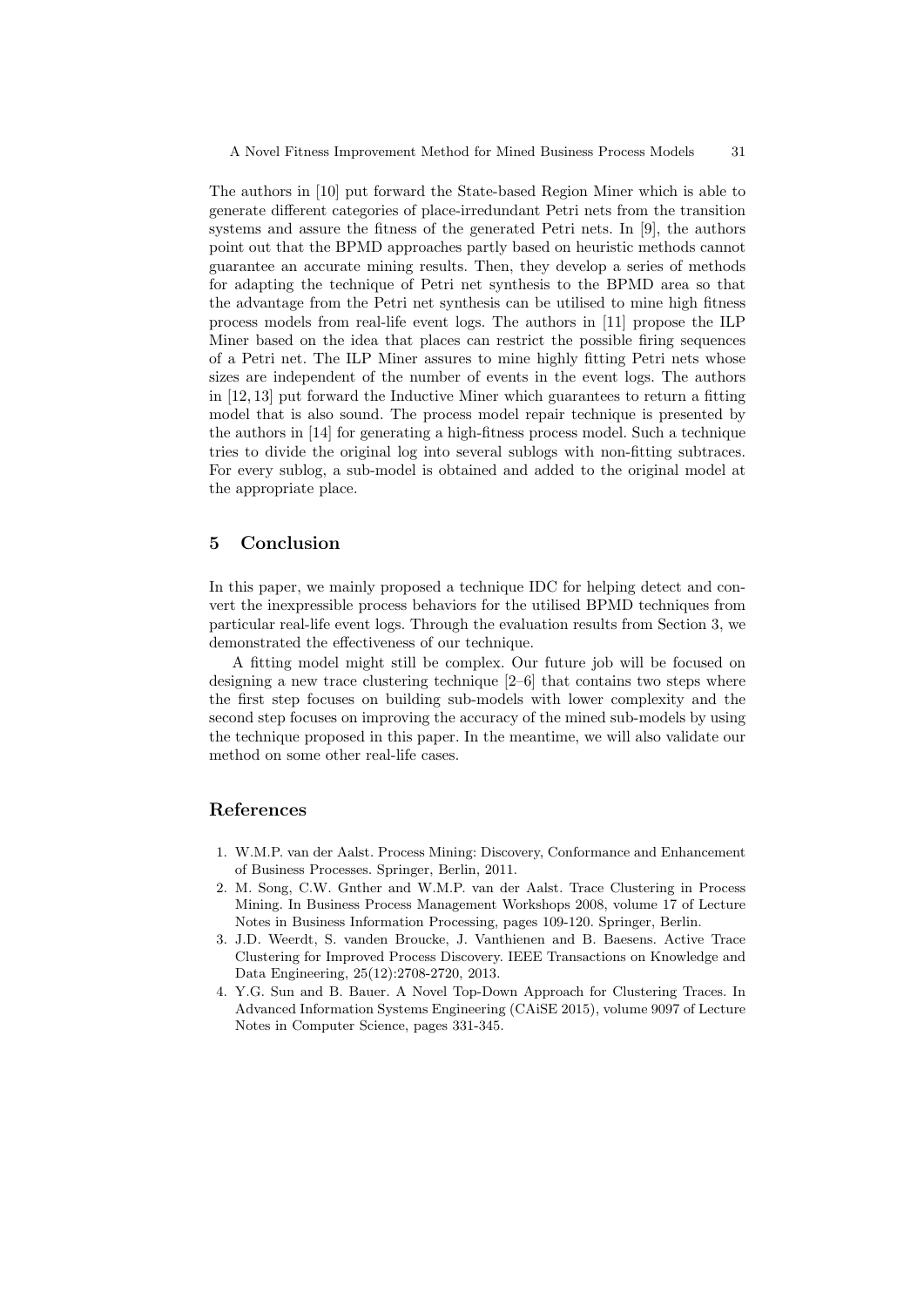The authors in [10] put forward the State-based Region Miner which is able to generate different categories of place-irredundant Petri nets from the transition systems and assure the fitness of the generated Petri nets. In [9], the authors point out that the BPMD approaches partly based on heuristic methods cannot guarantee an accurate mining results. Then, they develop a series of methods for adapting the technique of Petri net synthesis to the BPMD area so that the advantage from the Petri net synthesis can be utilised to mine high fitness process models from real-life event logs. The authors in [11] propose the ILP Miner based on the idea that places can restrict the possible firing sequences of a Petri net. The ILP Miner assures to mine highly fitting Petri nets whose sizes are independent of the number of events in the event logs. The authors in [12, 13] put forward the Inductive Miner which guarantees to return a fitting model that is also sound. The process model repair technique is presented by the authors in [14] for generating a high-fitness process model. Such a technique tries to divide the original log into several sublogs with non-fitting subtraces. For every sublog, a sub-model is obtained and added to the original model at the appropriate place.

## 5 Conclusion

In this paper, we mainly proposed a technique IDC for helping detect and convert the inexpressible process behaviors for the utilised BPMD techniques from particular real-life event logs. Through the evaluation results from Section 3, we demonstrated the effectiveness of our technique.

A fitting model might still be complex. Our future job will be focused on designing a new trace clustering technique [2–6] that contains two steps where the first step focuses on building sub-models with lower complexity and the second step focuses on improving the accuracy of the mined sub-models by using the technique proposed in this paper. In the meantime, we will also validate our method on some other real-life cases.

## References

1. W.M.P. van der Aalst. Process Mining: Discovery, Conformance and Enhancement of Business Processes. Springer, Berlin, 2011.
2. M. Song, C.W. Gnther and W.M.P. van der Aalst. Trace Clustering in Process Mining. In Business Process Management Workshops 2008, volume 17 of Lecture Notes in Business Information Processing, pages 109-120. Springer, Berlin.
3. J.D. Weerdt, S. vanden Broucke, J. Vanthienen and B. Baesens. Active Trace Clustering for Improved Process Discovery. IEEE Transactions on Knowledge and Data Engineering, 25(12):2708-2720, 2013.
4. Y.G. Sun and B. Bauer. A Novel Top-Down Approach for Clustering Traces. In Advanced Information Systems Engineering (CAiSE 2015), volume 9097 of Lecture Notes in Computer Science, pages 331-345.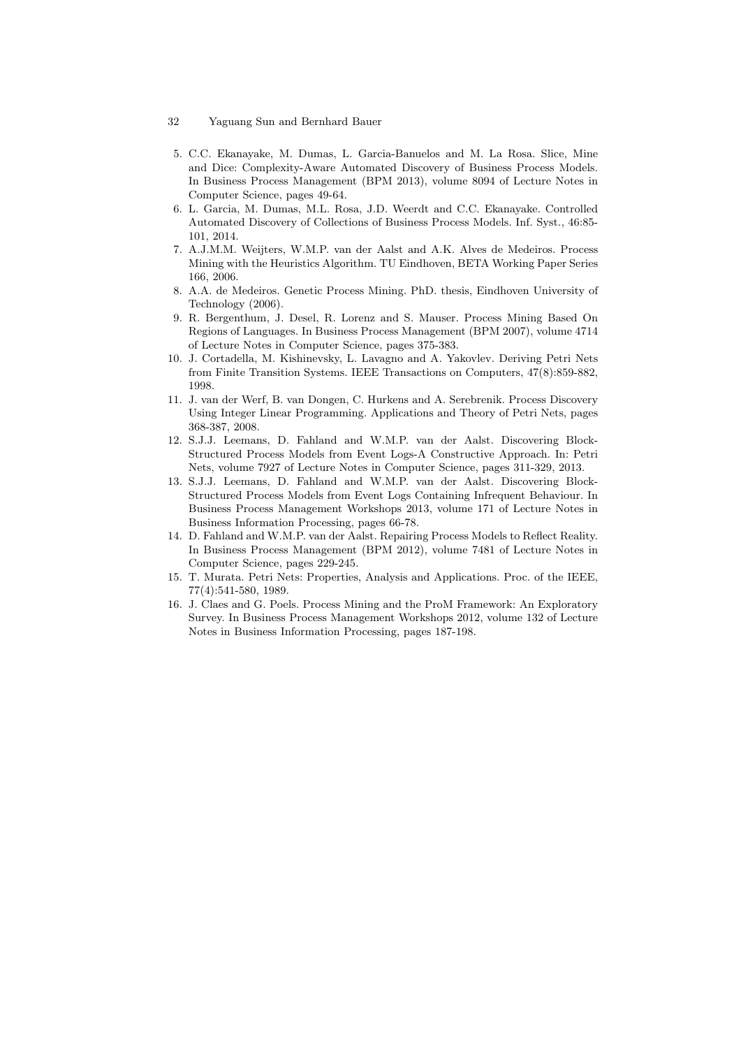5. C.C. Ekanayake, M. Dumas, L. Garcia-Banuelos and M. La Rosa. Slice, Mine and Dice: Complexity-Aware Automated Discovery of Business Process Models. In Business Process Management (BPM 2013), volume 8094 of Lecture Notes in Computer Science, pages 49-64.
6. L. Garcia, M. Dumas, M.L. Rosa, J.D. Weerdt and C.C. Ekanayake. Controlled Automated Discovery of Collections of Business Process Models. Inf. Syst., 46:85-101, 2014.
7. A.J.M.M. Weijters, W.M.P. van der Aalst and A.K. Alves de Medeiros. Process Mining with the Heuristics Algorithm. TU Eindhoven, BETA Working Paper Series 166, 2006.
8. A.A. de Medeiros. Genetic Process Mining. PhD. thesis, Eindhoven University of Technology (2006).
9. R. Bergenthum, J. Desel, R. Lorenz and S. Mauser. Process Mining Based On Regions of Languages. In Business Process Management (BPM 2007), volume 4714 of Lecture Notes in Computer Science, pages 375-383.
10. J. Cortadella, M. Kishinevsky, L. Lavagno and A. Yakovlev. Deriving Petri Nets from Finite Transition Systems. IEEE Transactions on Computers, 47(8):859-882, 1998.
11. J. van der Werf, B. van Dongen, C. Hurkens and A. Serebrenik. Process Discovery Using Integer Linear Programming. Applications and Theory of Petri Nets, pages 368-387, 2008.
12. S.J.J. Leemans, D. Fahland and W.M.P. van der Aalst. Discovering Block-Structured Process Models from Event Logs-A Constructive Approach. In: Petri Nets, volume 7927 of Lecture Notes in Computer Science, pages 311-329, 2013.
13. S.J.J. Leemans, D. Fahland and W.M.P. van der Aalst. Discovering Block-Structured Process Models from Event Logs Containing Infrequent Behaviour. In Business Process Management Workshops 2013, volume 171 of Lecture Notes in Business Information Processing, pages 66-78.
14. D. Fahland and W.M.P. van der Aalst. Repairing Process Models to Reflect Reality. In Business Process Management (BPM 2012), volume 7481 of Lecture Notes in Computer Science, pages 229-245.
15. T. Murata. Petri Nets: Properties, Analysis and Applications. Proc. of the IEEE, 77(4):541-580, 1989.
16. J. Claes and G. Poels. Process Mining and the ProM Framework: An Exploratory Survey. In Business Process Management Workshops 2012, volume 132 of Lecture Notes in Business Information Processing, pages 187-198.